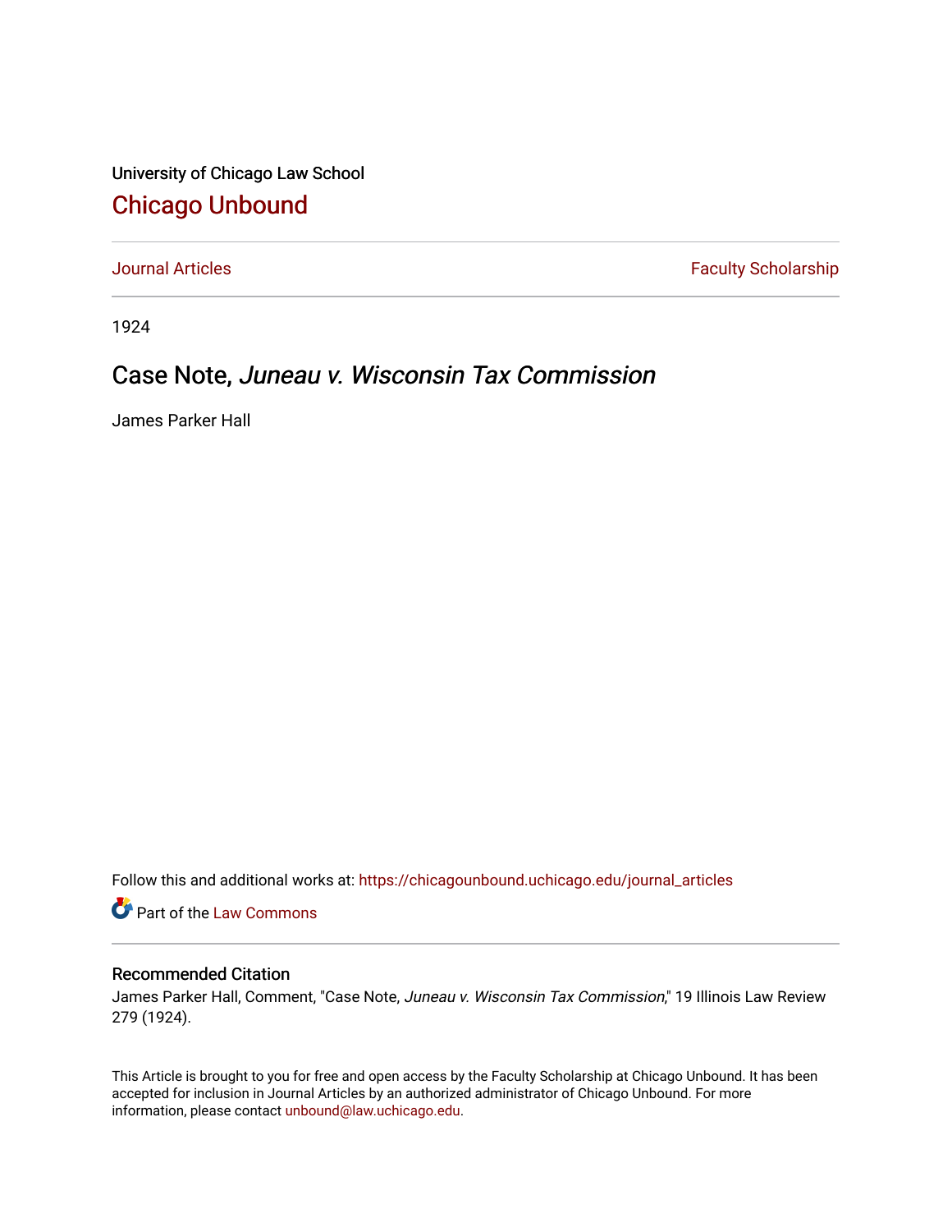University of Chicago Law School

## Chicago Unbound

Journal Articles | Faculty Scholarship

1924

# Case Note, *Juneau v. Wisconsin Tax Commission*

James Parker Hall

Follow this and additional works at: https://chicagounbound.uchicago.edu/journal_articles

Part of the Law Commons

### Recommended Citation

James Parker Hall, Comment, "Case Note, *Juneau v. Wisconsin Tax Commission*," 19 Illinois Law Review 279 (1924).

This Article is brought to you for free and open access by the Faculty Scholarship at Chicago Unbound. It has been accepted for inclusion in Journal Articles by an authorized administrator of Chicago Unbound. For more information, please contact unbound@law.uchicago.edu.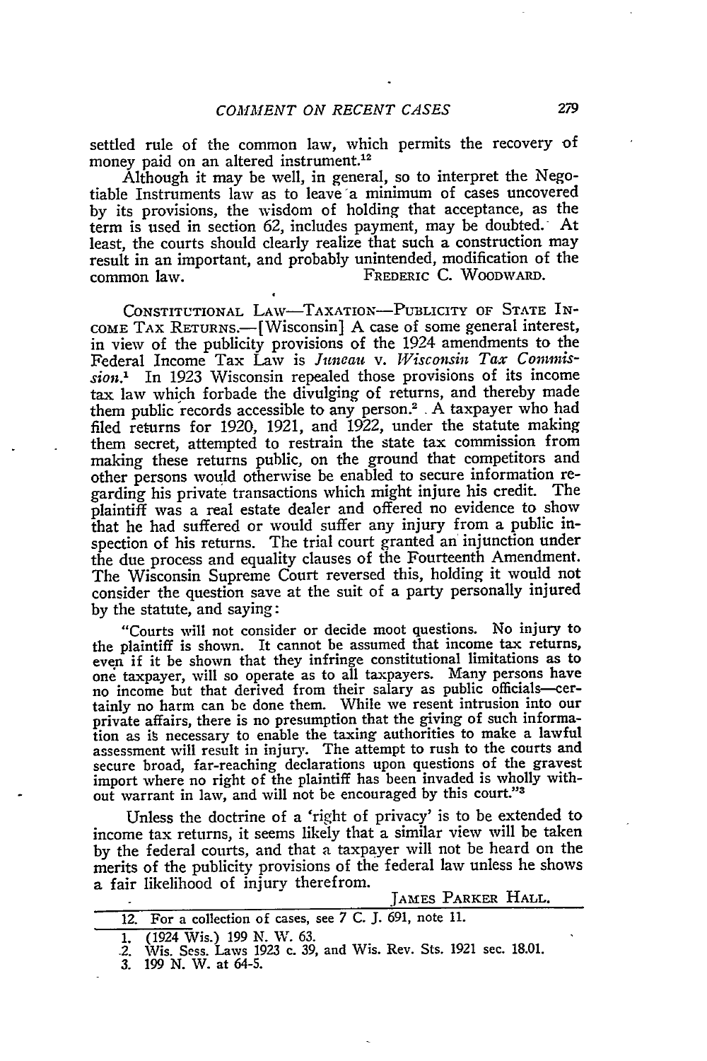settled rule of the common law, which permits the recovery of money paid on an altered instrument.[12]

Although it may be well, in general, so to interpret the Negotiable Instruments law as to leave a minimum of cases uncovered by its provisions, the wisdom of holding that acceptance, as the term is used in section 62, includes payment, may be doubted. At least, the courts should clearly realize that such a construction may result in an important, and probably unintended, modification of the common law.

FREDERIC C. WOODWARD.

CONSTITUTIONAL LAW—TAXATION—PUBLICITY OF STATE INCOME TAX RETURNS.—[Wisconsin] A case of some general interest, in view of the publicity provisions of the 1924 amendments to the Federal Income Tax Law is *Juneau v. Wisconsin Tax Commission.*[1] In 1923 Wisconsin repealed those provisions of its income tax law which forbade the divulging of returns, and thereby made them public records accessible to any person.[2] A taxpayer who had filed returns for 1920, 1921, and 1922, under the statute making them secret, attempted to restrain the state tax commission from making these returns public, on the ground that competitors and other persons would otherwise be enabled to secure information regarding his private transactions which might injure his credit. The plaintiff was a real estate dealer and offered no evidence to show that he had suffered or would suffer any injury from a public inspection of his returns. The trial court granted an injunction under the due process and equality clauses of the Fourteenth Amendment. The Wisconsin Supreme Court reversed this, holding it would not consider the question save at the suit of a party personally injured by the statute, and saying:

> "Courts will not consider or decide moot questions. No injury to the plaintiff is shown. It cannot be assumed that income tax returns, even if it be shown that they infringe constitutional limitations as to one taxpayer, will so operate as to all taxpayers. Many persons have no income but that derived from their salary as public officials—certainly no harm can be done them. While we resent intrusion into our private affairs, there is no presumption that the giving of such information as is necessary to enable the taxing authorities to make a lawful assessment will result in injury. The attempt to rush to the courts and secure broad, far-reaching declarations upon questions of the gravest import where no right of the plaintiff has been invaded is wholly without warrant in law, and will not be encouraged by this court."[3]

Unless the doctrine of a 'right of privacy' is to be extended to income tax returns, it seems likely that a similar view will be taken by the federal courts, and that a taxpayer will not be heard on the merits of the publicity provisions of the federal law unless he shows a fair likelihood of injury therefrom.

JAMES PARKER HALL.

---

12. For a collection of cases, see 7 C. J. 691, note 11.

1. (1924 Wis.) 199 N. W. 63.
2. Wis. Sess. Laws 1923 c. 39, and Wis. Rev. Sts. 1921 sec. 18.01.
3. 199 N. W. at 64-5.